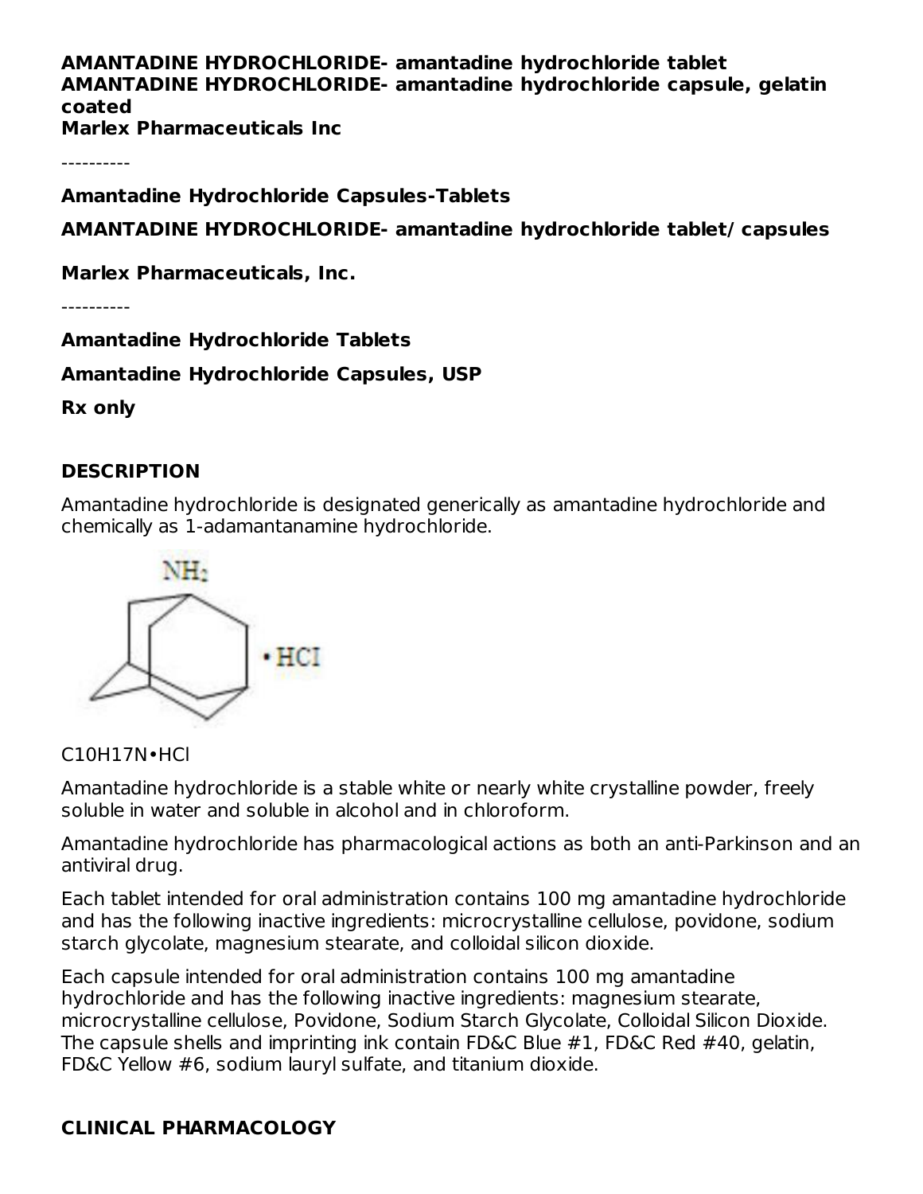**AMANTADINE HYDROCHLORIDE- amantadine hydrochloride tablet**
**AMANTADINE HYDROCHLORIDE- amantadine hydrochloride capsule, gelatin coated**
**Marlex Pharmaceuticals Inc**

----------

**Amantadine Hydrochloride Capsules-Tablets**

**AMANTADINE HYDROCHLORIDE- amantadine hydrochloride tablet/ capsules**

**Marlex Pharmaceuticals, Inc.**

----------

**Amantadine Hydrochloride Tablets**

**Amantadine Hydrochloride Capsules, USP**

**Rx only**

## DESCRIPTION

Amantadine hydrochloride is designated generically as amantadine hydrochloride and chemically as 1-adamantanamine hydrochloride.

$C_{10}H_{17}N \cdot HCl$

Amantadine hydrochloride is a stable white or nearly white crystalline powder, freely soluble in water and soluble in alcohol and in chloroform.

Amantadine hydrochloride has pharmacological actions as both an anti-Parkinson and an antiviral drug.

Each tablet intended for oral administration contains 100 mg amantadine hydrochloride and has the following inactive ingredients: microcrystalline cellulose, povidone, sodium starch glycolate, magnesium stearate, and colloidal silicon dioxide.

Each capsule intended for oral administration contains 100 mg amantadine hydrochloride and has the following inactive ingredients: magnesium stearate, microcrystalline cellulose, Povidone, Sodium Starch Glycolate, Colloidal Silicon Dioxide. The capsule shells and imprinting ink contain FD&C Blue #1, FD&C Red #40, gelatin, FD&C Yellow #6, sodium lauryl sulfate, and titanium dioxide.

## CLINICAL PHARMACOLOGY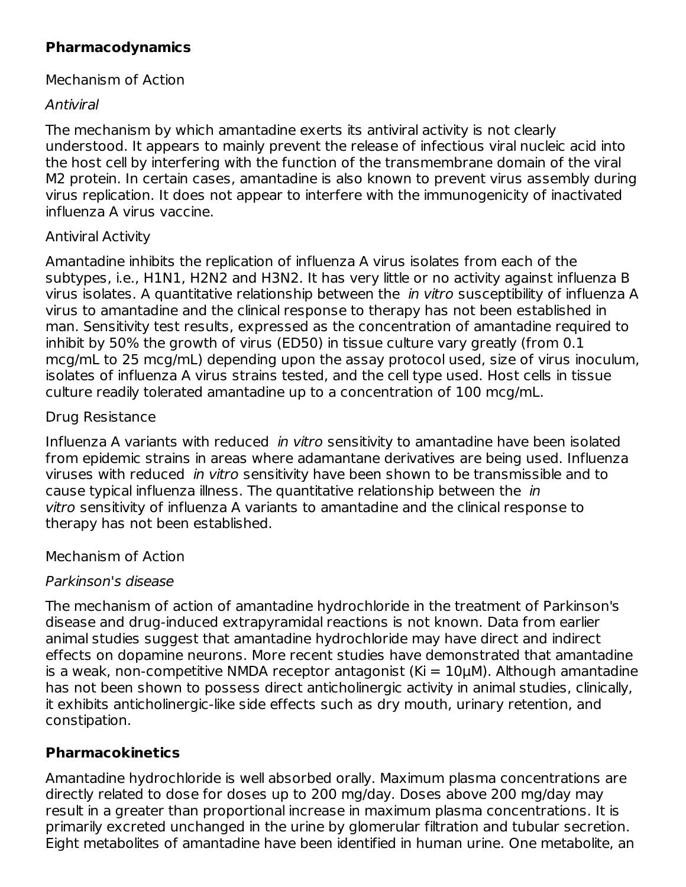## Pharmacodynamics

Mechanism of Action

*Antiviral*

The mechanism by which amantadine exerts its antiviral activity is not clearly understood. It appears to mainly prevent the release of infectious viral nucleic acid into the host cell by interfering with the function of the transmembrane domain of the viral M2 protein. In certain cases, amantadine is also known to prevent virus assembly during virus replication. It does not appear to interfere with the immunogenicity of inactivated influenza A virus vaccine.

Antiviral Activity

Amantadine inhibits the replication of influenza A virus isolates from each of the subtypes, i.e., H1N1, H2N2 and H3N2. It has very little or no activity against influenza B virus isolates. A quantitative relationship between the *in vitro* susceptibility of influenza A virus to amantadine and the clinical response to therapy has not been established in man. Sensitivity test results, expressed as the concentration of amantadine required to inhibit by 50% the growth of virus (ED50) in tissue culture vary greatly (from 0.1 mcg/mL to 25 mcg/mL) depending upon the assay protocol used, size of virus inoculum, isolates of influenza A virus strains tested, and the cell type used. Host cells in tissue culture readily tolerated amantadine up to a concentration of 100 mcg/mL.

Drug Resistance

Influenza A variants with reduced *in vitro* sensitivity to amantadine have been isolated from epidemic strains in areas where adamantane derivatives are being used. Influenza viruses with reduced *in vitro* sensitivity have been shown to be transmissible and to cause typical influenza illness. The quantitative relationship between the *in vitro* sensitivity of influenza A variants to amantadine and the clinical response to therapy has not been established.

Mechanism of Action

*Parkinson's disease*

The mechanism of action of amantadine hydrochloride in the treatment of Parkinson's disease and drug-induced extrapyramidal reactions is not known. Data from earlier animal studies suggest that amantadine hydrochloride may have direct and indirect effects on dopamine neurons. More recent studies have demonstrated that amantadine is a weak, non-competitive NMDA receptor antagonist (Ki = 10µM). Although amantadine has not been shown to possess direct anticholinergic activity in animal studies, clinically, it exhibits anticholinergic-like side effects such as dry mouth, urinary retention, and constipation.

## Pharmacokinetics

Amantadine hydrochloride is well absorbed orally. Maximum plasma concentrations are directly related to dose for doses up to 200 mg/day. Doses above 200 mg/day may result in a greater than proportional increase in maximum plasma concentrations. It is primarily excreted unchanged in the urine by glomerular filtration and tubular secretion. Eight metabolites of amantadine have been identified in human urine. One metabolite, an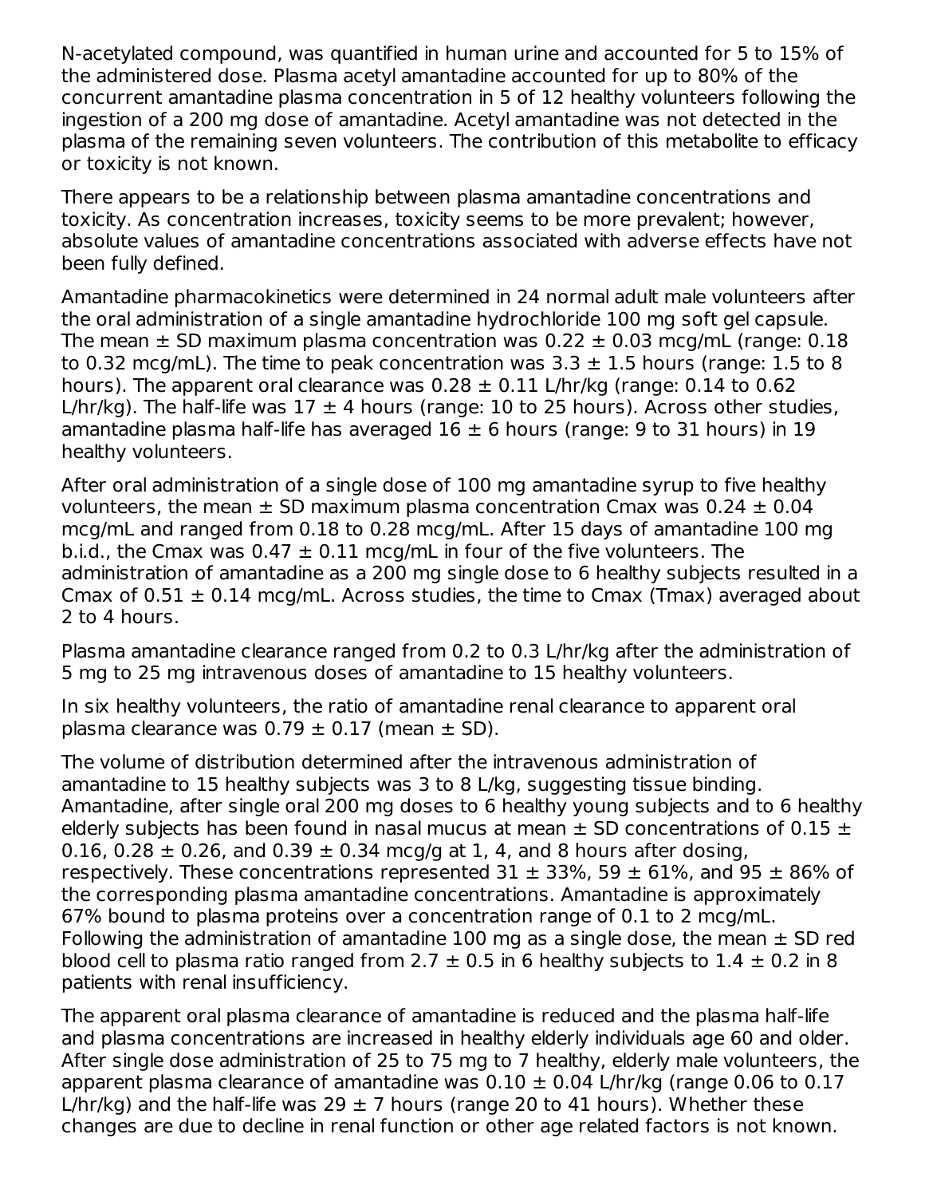N-acetylated compound, was quantified in human urine and accounted for 5 to 15% of the administered dose. Plasma acetyl amantadine accounted for up to 80% of the concurrent amantadine plasma concentration in 5 of 12 healthy volunteers following the ingestion of a 200 mg dose of amantadine. Acetyl amantadine was not detected in the plasma of the remaining seven volunteers. The contribution of this metabolite to efficacy or toxicity is not known.

There appears to be a relationship between plasma amantadine concentrations and toxicity. As concentration increases, toxicity seems to be more prevalent; however, absolute values of amantadine concentrations associated with adverse effects have not been fully defined.

Amantadine pharmacokinetics were determined in 24 normal adult male volunteers after the oral administration of a single amantadine hydrochloride 100 mg soft gel capsule. The mean ± SD maximum plasma concentration was 0.22 ± 0.03 mcg/mL (range: 0.18 to 0.32 mcg/mL). The time to peak concentration was 3.3 ± 1.5 hours (range: 1.5 to 8 hours). The apparent oral clearance was 0.28 ± 0.11 L/hr/kg (range: 0.14 to 0.62 L/hr/kg). The half-life was 17 ± 4 hours (range: 10 to 25 hours). Across other studies, amantadine plasma half-life has averaged 16 ± 6 hours (range: 9 to 31 hours) in 19 healthy volunteers.

After oral administration of a single dose of 100 mg amantadine syrup to five healthy volunteers, the mean ± SD maximum plasma concentration Cmax was 0.24 ± 0.04 mcg/mL and ranged from 0.18 to 0.28 mcg/mL. After 15 days of amantadine 100 mg b.i.d., the Cmax was 0.47 ± 0.11 mcg/mL in four of the five volunteers. The administration of amantadine as a 200 mg single dose to 6 healthy subjects resulted in a Cmax of 0.51 ± 0.14 mcg/mL. Across studies, the time to Cmax (Tmax) averaged about 2 to 4 hours.

Plasma amantadine clearance ranged from 0.2 to 0.3 L/hr/kg after the administration of 5 mg to 25 mg intravenous doses of amantadine to 15 healthy volunteers.

In six healthy volunteers, the ratio of amantadine renal clearance to apparent oral plasma clearance was 0.79 ± 0.17 (mean ± SD).

The volume of distribution determined after the intravenous administration of amantadine to 15 healthy subjects was 3 to 8 L/kg, suggesting tissue binding. Amantadine, after single oral 200 mg doses to 6 healthy young subjects and to 6 healthy elderly subjects has been found in nasal mucus at mean ± SD concentrations of 0.15 ± 0.16, 0.28 ± 0.26, and 0.39 ± 0.34 mcg/g at 1, 4, and 8 hours after dosing, respectively. These concentrations represented 31 ± 33%, 59 ± 61%, and 95 ± 86% of the corresponding plasma amantadine concentrations. Amantadine is approximately 67% bound to plasma proteins over a concentration range of 0.1 to 2 mcg/mL. Following the administration of amantadine 100 mg as a single dose, the mean ± SD red blood cell to plasma ratio ranged from 2.7 ± 0.5 in 6 healthy subjects to 1.4 ± 0.2 in 8 patients with renal insufficiency.

The apparent oral plasma clearance of amantadine is reduced and the plasma half-life and plasma concentrations are increased in healthy elderly individuals age 60 and older. After single dose administration of 25 to 75 mg to 7 healthy, elderly male volunteers, the apparent plasma clearance of amantadine was 0.10 ± 0.04 L/hr/kg (range 0.06 to 0.17 L/hr/kg) and the half-life was 29 ± 7 hours (range 20 to 41 hours). Whether these changes are due to decline in renal function or other age related factors is not known.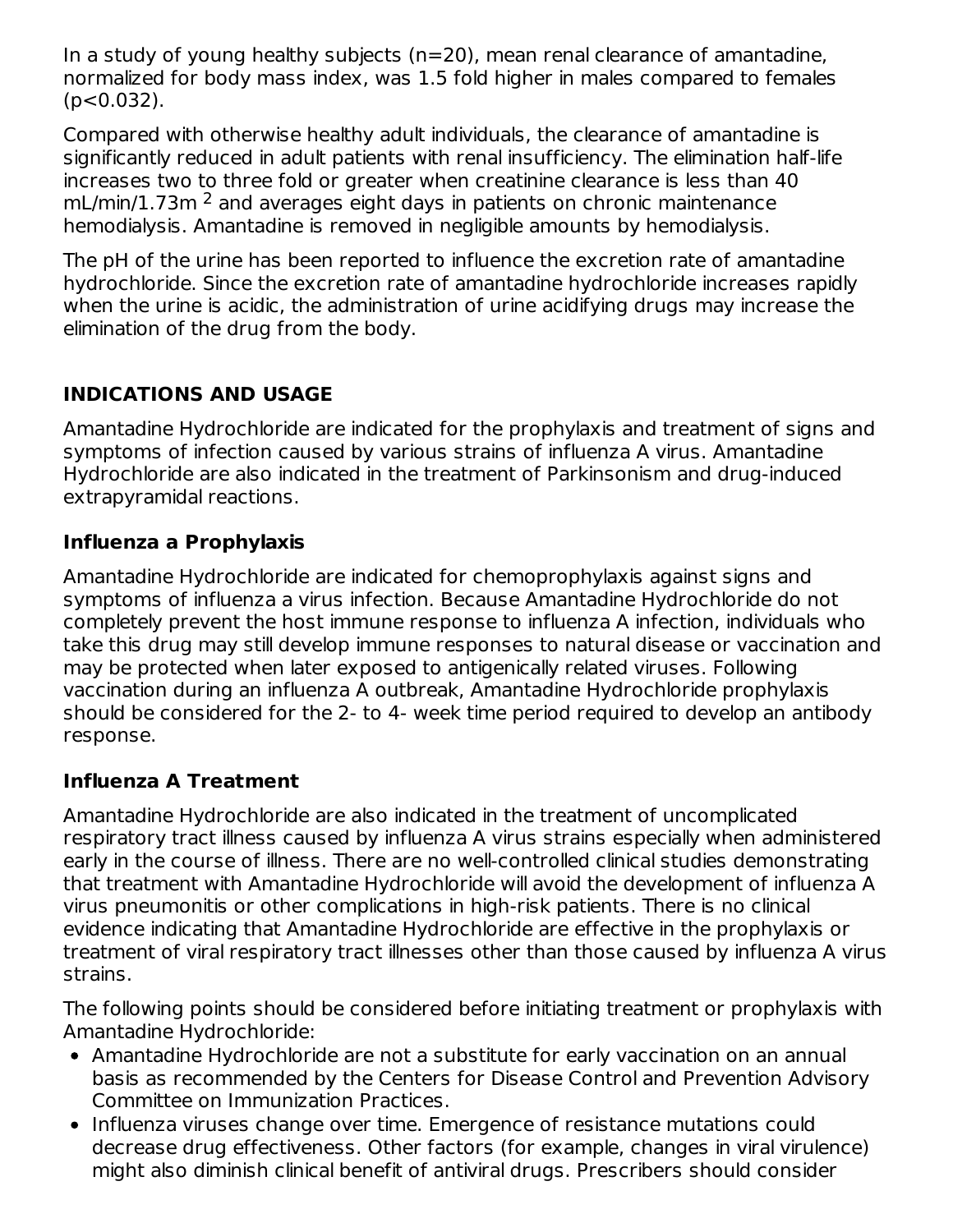In a study of young healthy subjects (n=20), mean renal clearance of amantadine, normalized for body mass index, was 1.5 fold higher in males compared to females ($p<0.032$).

Compared with otherwise healthy adult individuals, the clearance of amantadine is significantly reduced in adult patients with renal insufficiency. The elimination half-life increases two to three fold or greater when creatinine clearance is less than 40 mL/min/1.73m $^2$ and averages eight days in patients on chronic maintenance hemodialysis. Amantadine is removed in negligible amounts by hemodialysis.

The pH of the urine has been reported to influence the excretion rate of amantadine hydrochloride. Since the excretion rate of amantadine hydrochloride increases rapidly when the urine is acidic, the administration of urine acidifying drugs may increase the elimination of the drug from the body.

## INDICATIONS AND USAGE

Amantadine Hydrochloride are indicated for the prophylaxis and treatment of signs and symptoms of infection caused by various strains of influenza A virus. Amantadine Hydrochloride are also indicated in the treatment of Parkinsonism and drug-induced extrapyramidal reactions.

### Influenza a Prophylaxis

Amantadine Hydrochloride are indicated for chemoprophylaxis against signs and symptoms of influenza a virus infection. Because Amantadine Hydrochloride do not completely prevent the host immune response to influenza A infection, individuals who take this drug may still develop immune responses to natural disease or vaccination and may be protected when later exposed to antigenically related viruses. Following vaccination during an influenza A outbreak, Amantadine Hydrochloride prophylaxis should be considered for the 2- to 4- week time period required to develop an antibody response.

### Influenza A Treatment

Amantadine Hydrochloride are also indicated in the treatment of uncomplicated respiratory tract illness caused by influenza A virus strains especially when administered early in the course of illness. There are no well-controlled clinical studies demonstrating that treatment with Amantadine Hydrochloride will avoid the development of influenza A virus pneumonitis or other complications in high-risk patients. There is no clinical evidence indicating that Amantadine Hydrochloride are effective in the prophylaxis or treatment of viral respiratory tract illnesses other than those caused by influenza A virus strains.

The following points should be considered before initiating treatment or prophylaxis with Amantadine Hydrochloride:

- Amantadine Hydrochloride are not a substitute for early vaccination on an annual basis as recommended by the Centers for Disease Control and Prevention Advisory Committee on Immunization Practices.
- Influenza viruses change over time. Emergence of resistance mutations could decrease drug effectiveness. Other factors (for example, changes in viral virulence) might also diminish clinical benefit of antiviral drugs. Prescribers should consider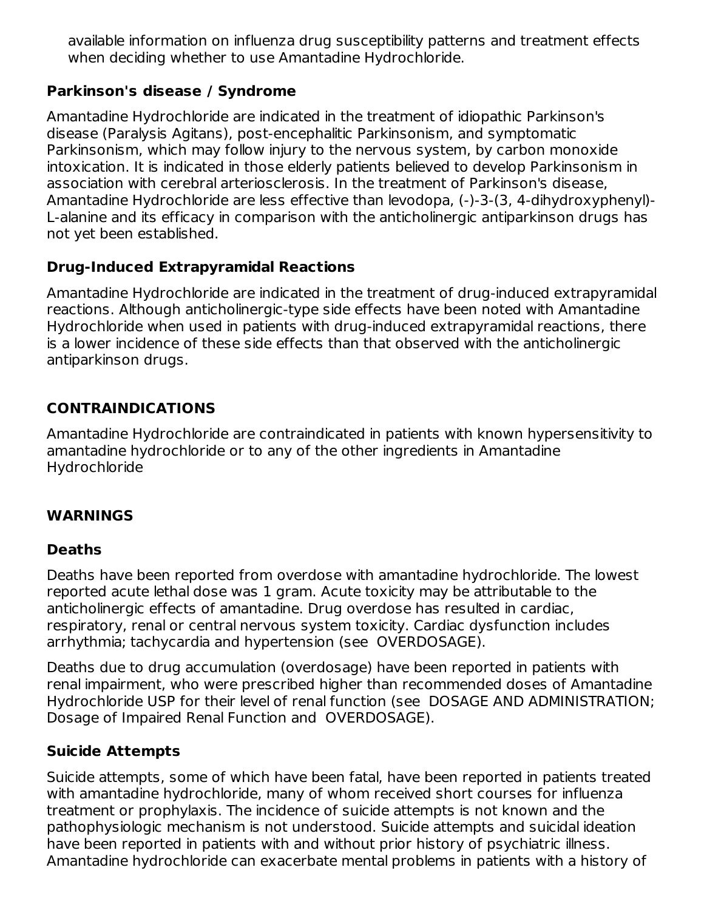available information on influenza drug susceptibility patterns and treatment effects when deciding whether to use Amantadine Hydrochloride.

### Parkinson's disease / Syndrome

Amantadine Hydrochloride are indicated in the treatment of idiopathic Parkinson's disease (Paralysis Agitans), post-encephalitic Parkinsonism, and symptomatic Parkinsonism, which may follow injury to the nervous system, by carbon monoxide intoxication. It is indicated in those elderly patients believed to develop Parkinsonism in association with cerebral arteriosclerosis. In the treatment of Parkinson's disease, Amantadine Hydrochloride are less effective than levodopa, (-)-3-(3, 4-dihydroxyphenyl)-L-alanine and its efficacy in comparison with the anticholinergic antiparkinson drugs has not yet been established.

### Drug-Induced Extrapyramidal Reactions

Amantadine Hydrochloride are indicated in the treatment of drug-induced extrapyramidal reactions. Although anticholinergic-type side effects have been noted with Amantadine Hydrochloride when used in patients with drug-induced extrapyramidal reactions, there is a lower incidence of these side effects than that observed with the anticholinergic antiparkinson drugs.

## CONTRAINDICATIONS

Amantadine Hydrochloride are contraindicated in patients with known hypersensitivity to amantadine hydrochloride or to any of the other ingredients in Amantadine Hydrochloride

## WARNINGS

### Deaths

Deaths have been reported from overdose with amantadine hydrochloride. The lowest reported acute lethal dose was 1 gram. Acute toxicity may be attributable to the anticholinergic effects of amantadine. Drug overdose has resulted in cardiac, respiratory, renal or central nervous system toxicity. Cardiac dysfunction includes arrhythmia; tachycardia and hypertension (see OVERDOSAGE).

Deaths due to drug accumulation (overdosage) have been reported in patients with renal impairment, who were prescribed higher than recommended doses of Amantadine Hydrochloride USP for their level of renal function (see DOSAGE AND ADMINISTRATION; Dosage of Impaired Renal Function and OVERDOSAGE).

### Suicide Attempts

Suicide attempts, some of which have been fatal, have been reported in patients treated with amantadine hydrochloride, many of whom received short courses for influenza treatment or prophylaxis. The incidence of suicide attempts is not known and the pathophysiologic mechanism is not understood. Suicide attempts and suicidal ideation have been reported in patients with and without prior history of psychiatric illness. Amantadine hydrochloride can exacerbate mental problems in patients with a history of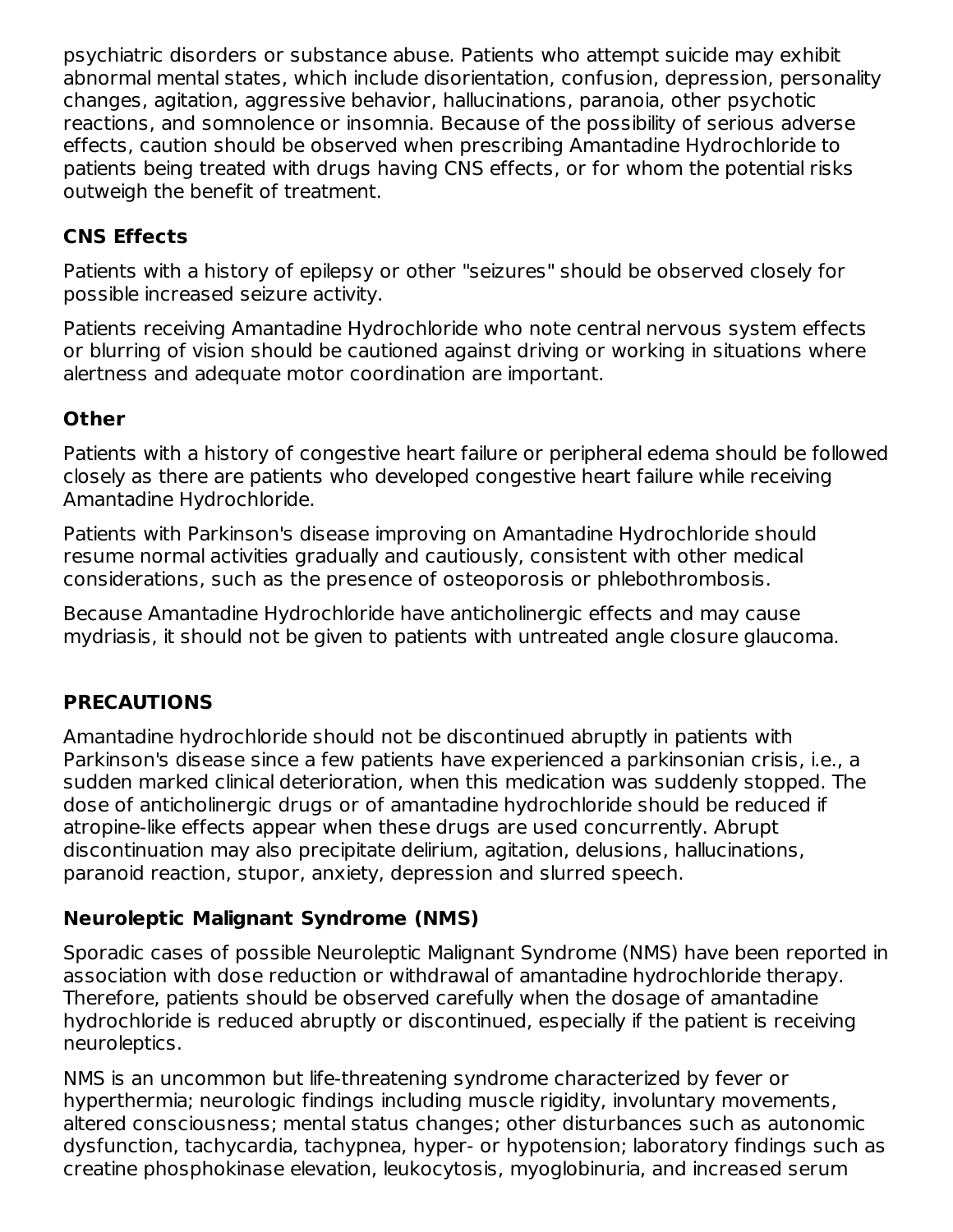psychiatric disorders or substance abuse. Patients who attempt suicide may exhibit abnormal mental states, which include disorientation, confusion, depression, personality changes, agitation, aggressive behavior, hallucinations, paranoia, other psychotic reactions, and somnolence or insomnia. Because of the possibility of serious adverse effects, caution should be observed when prescribing Amantadine Hydrochloride to patients being treated with drugs having CNS effects, or for whom the potential risks outweigh the benefit of treatment.

### CNS Effects

Patients with a history of epilepsy or other "seizures" should be observed closely for possible increased seizure activity.

Patients receiving Amantadine Hydrochloride who note central nervous system effects or blurring of vision should be cautioned against driving or working in situations where alertness and adequate motor coordination are important.

### Other

Patients with a history of congestive heart failure or peripheral edema should be followed closely as there are patients who developed congestive heart failure while receiving Amantadine Hydrochloride.

Patients with Parkinson's disease improving on Amantadine Hydrochloride should resume normal activities gradually and cautiously, consistent with other medical considerations, such as the presence of osteoporosis or phlebothrombosis.

Because Amantadine Hydrochloride have anticholinergic effects and may cause mydriasis, it should not be given to patients with untreated angle closure glaucoma.

## PRECAUTIONS

Amantadine hydrochloride should not be discontinued abruptly in patients with Parkinson's disease since a few patients have experienced a parkinsonian crisis, i.e., a sudden marked clinical deterioration, when this medication was suddenly stopped. The dose of anticholinergic drugs or of amantadine hydrochloride should be reduced if atropine-like effects appear when these drugs are used concurrently. Abrupt discontinuation may also precipitate delirium, agitation, delusions, hallucinations, paranoid reaction, stupor, anxiety, depression and slurred speech.

### Neuroleptic Malignant Syndrome (NMS)

Sporadic cases of possible Neuroleptic Malignant Syndrome (NMS) have been reported in association with dose reduction or withdrawal of amantadine hydrochloride therapy. Therefore, patients should be observed carefully when the dosage of amantadine hydrochloride is reduced abruptly or discontinued, especially if the patient is receiving neuroleptics.

NMS is an uncommon but life-threatening syndrome characterized by fever or hyperthermia; neurologic findings including muscle rigidity, involuntary movements, altered consciousness; mental status changes; other disturbances such as autonomic dysfunction, tachycardia, tachypnea, hyper- or hypotension; laboratory findings such as creatine phosphokinase elevation, leukocytosis, myoglobinuria, and increased serum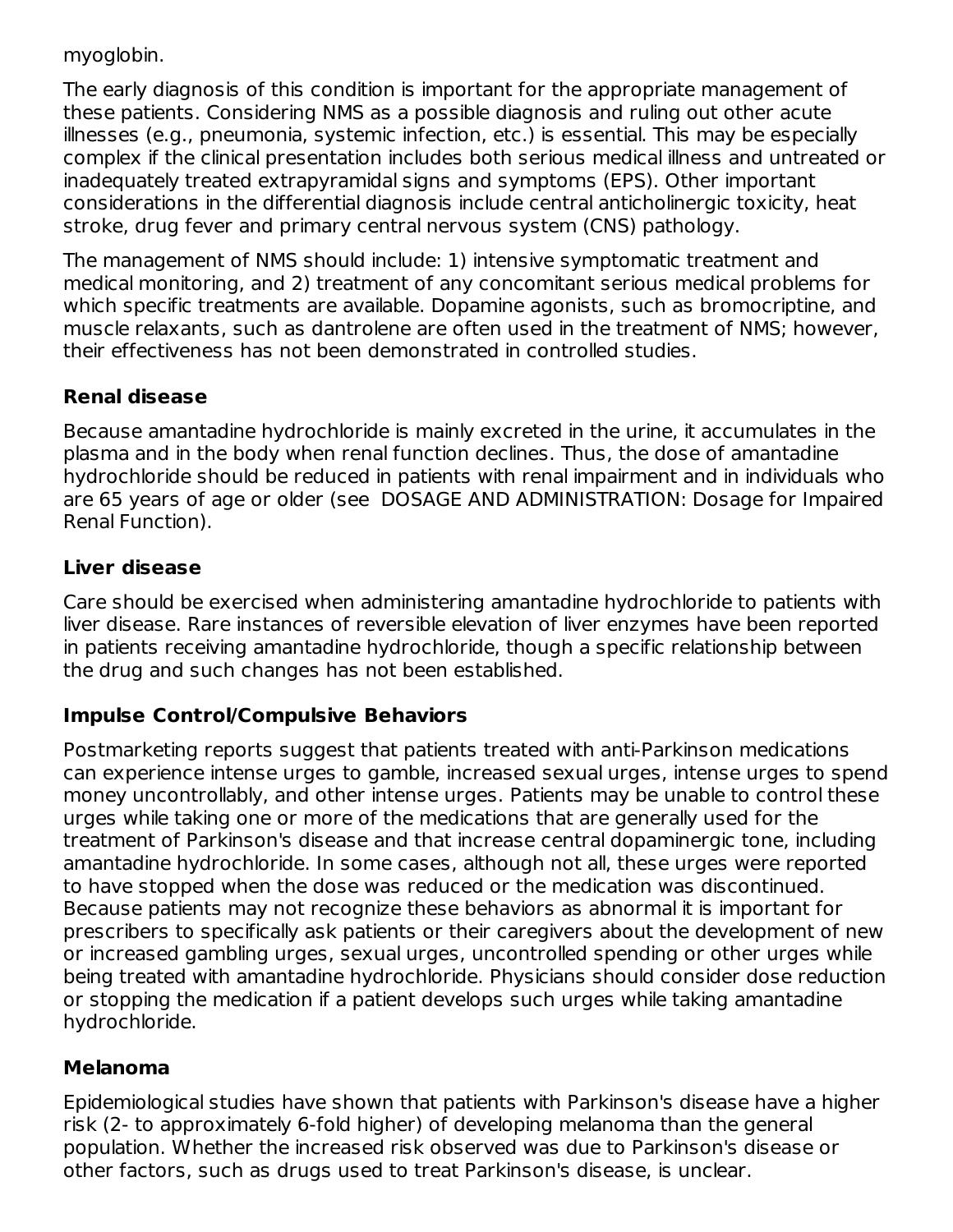myoglobin.

The early diagnosis of this condition is important for the appropriate management of these patients. Considering NMS as a possible diagnosis and ruling out other acute illnesses (e.g., pneumonia, systemic infection, etc.) is essential. This may be especially complex if the clinical presentation includes both serious medical illness and untreated or inadequately treated extrapyramidal signs and symptoms (EPS). Other important considerations in the differential diagnosis include central anticholinergic toxicity, heat stroke, drug fever and primary central nervous system (CNS) pathology.

The management of NMS should include: 1) intensive symptomatic treatment and medical monitoring, and 2) treatment of any concomitant serious medical problems for which specific treatments are available. Dopamine agonists, such as bromocriptine, and muscle relaxants, such as dantrolene are often used in the treatment of NMS; however, their effectiveness has not been demonstrated in controlled studies.

**Renal disease**

Because amantadine hydrochloride is mainly excreted in the urine, it accumulates in the plasma and in the body when renal function declines. Thus, the dose of amantadine hydrochloride should be reduced in patients with renal impairment and in individuals who are 65 years of age or older (see DOSAGE AND ADMINISTRATION: Dosage for Impaired Renal Function).

**Liver disease**

Care should be exercised when administering amantadine hydrochloride to patients with liver disease. Rare instances of reversible elevation of liver enzymes have been reported in patients receiving amantadine hydrochloride, though a specific relationship between the drug and such changes has not been established.

**Impulse Control/Compulsive Behaviors**

Postmarketing reports suggest that patients treated with anti-Parkinson medications can experience intense urges to gamble, increased sexual urges, intense urges to spend money uncontrollably, and other intense urges. Patients may be unable to control these urges while taking one or more of the medications that are generally used for the treatment of Parkinson's disease and that increase central dopaminergic tone, including amantadine hydrochloride. In some cases, although not all, these urges were reported to have stopped when the dose was reduced or the medication was discontinued. Because patients may not recognize these behaviors as abnormal it is important for prescribers to specifically ask patients or their caregivers about the development of new or increased gambling urges, sexual urges, uncontrolled spending or other urges while being treated with amantadine hydrochloride. Physicians should consider dose reduction or stopping the medication if a patient develops such urges while taking amantadine hydrochloride.

**Melanoma**

Epidemiological studies have shown that patients with Parkinson's disease have a higher risk (2- to approximately 6-fold higher) of developing melanoma than the general population. Whether the increased risk observed was due to Parkinson's disease or other factors, such as drugs used to treat Parkinson's disease, is unclear.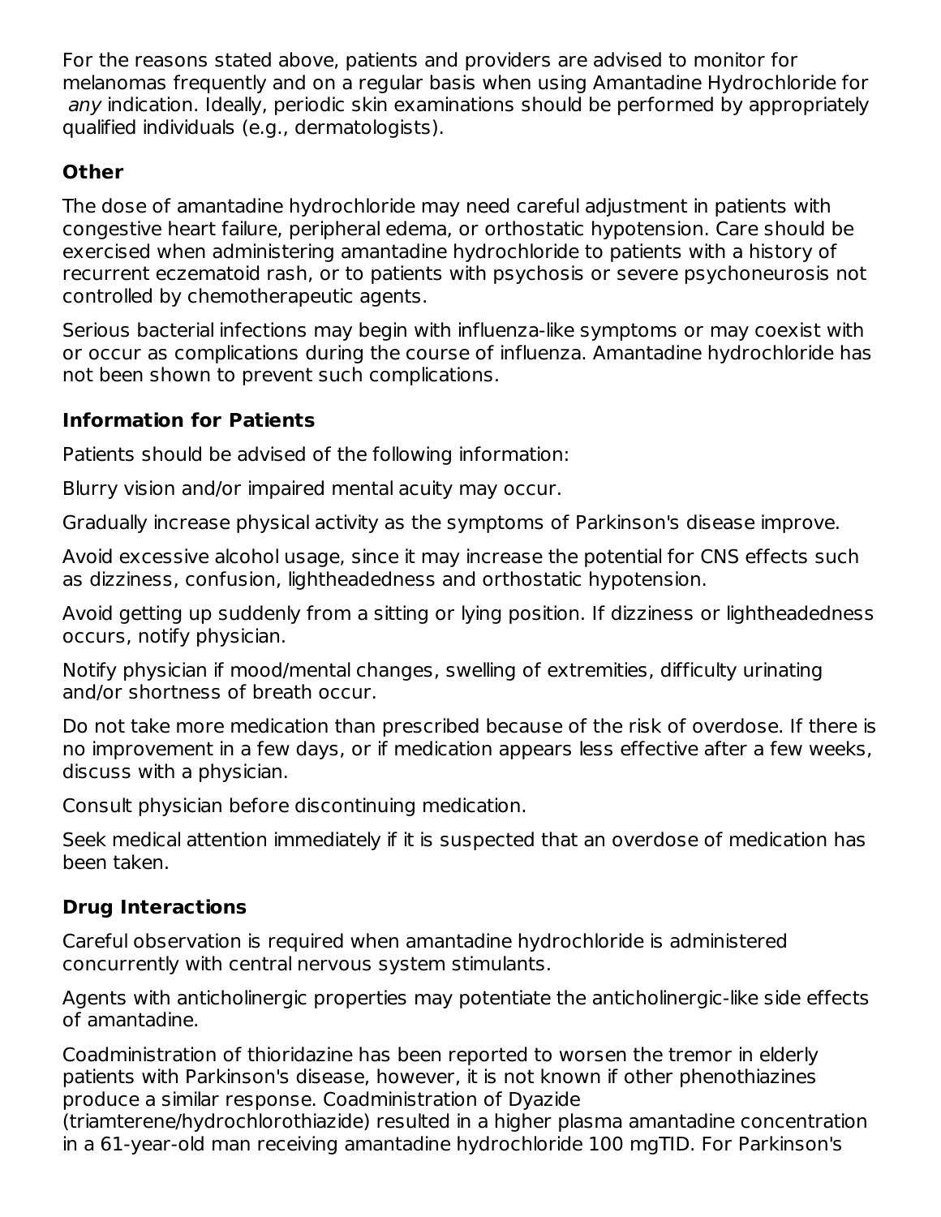For the reasons stated above, patients and providers are advised to monitor for melanomas frequently and on a regular basis when using Amantadine Hydrochloride for *any* indication. Ideally, periodic skin examinations should be performed by appropriately qualified individuals (e.g., dermatologists).

### Other

The dose of amantadine hydrochloride may need careful adjustment in patients with congestive heart failure, peripheral edema, or orthostatic hypotension. Care should be exercised when administering amantadine hydrochloride to patients with a history of recurrent eczematoid rash, or to patients with psychosis or severe psychoneurosis not controlled by chemotherapeutic agents.

Serious bacterial infections may begin with influenza-like symptoms or may coexist with or occur as complications during the course of influenza. Amantadine hydrochloride has not been shown to prevent such complications.

### Information for Patients

Patients should be advised of the following information:

Blurry vision and/or impaired mental acuity may occur.

Gradually increase physical activity as the symptoms of Parkinson's disease improve.

Avoid excessive alcohol usage, since it may increase the potential for CNS effects such as dizziness, confusion, lightheadedness and orthostatic hypotension.

Avoid getting up suddenly from a sitting or lying position. If dizziness or lightheadedness occurs, notify physician.

Notify physician if mood/mental changes, swelling of extremities, difficulty urinating and/or shortness of breath occur.

Do not take more medication than prescribed because of the risk of overdose. If there is no improvement in a few days, or if medication appears less effective after a few weeks, discuss with a physician.

Consult physician before discontinuing medication.

Seek medical attention immediately if it is suspected that an overdose of medication has been taken.

### Drug Interactions

Careful observation is required when amantadine hydrochloride is administered concurrently with central nervous system stimulants.

Agents with anticholinergic properties may potentiate the anticholinergic-like side effects of amantadine.

Coadministration of thioridazine has been reported to worsen the tremor in elderly patients with Parkinson's disease, however, it is not known if other phenothiazines produce a similar response. Coadministration of Dyazide (triamterene/hydrochlorothiazide) resulted in a higher plasma amantadine concentration in a 61-year-old man receiving amantadine hydrochloride 100 mgTID. For Parkinson's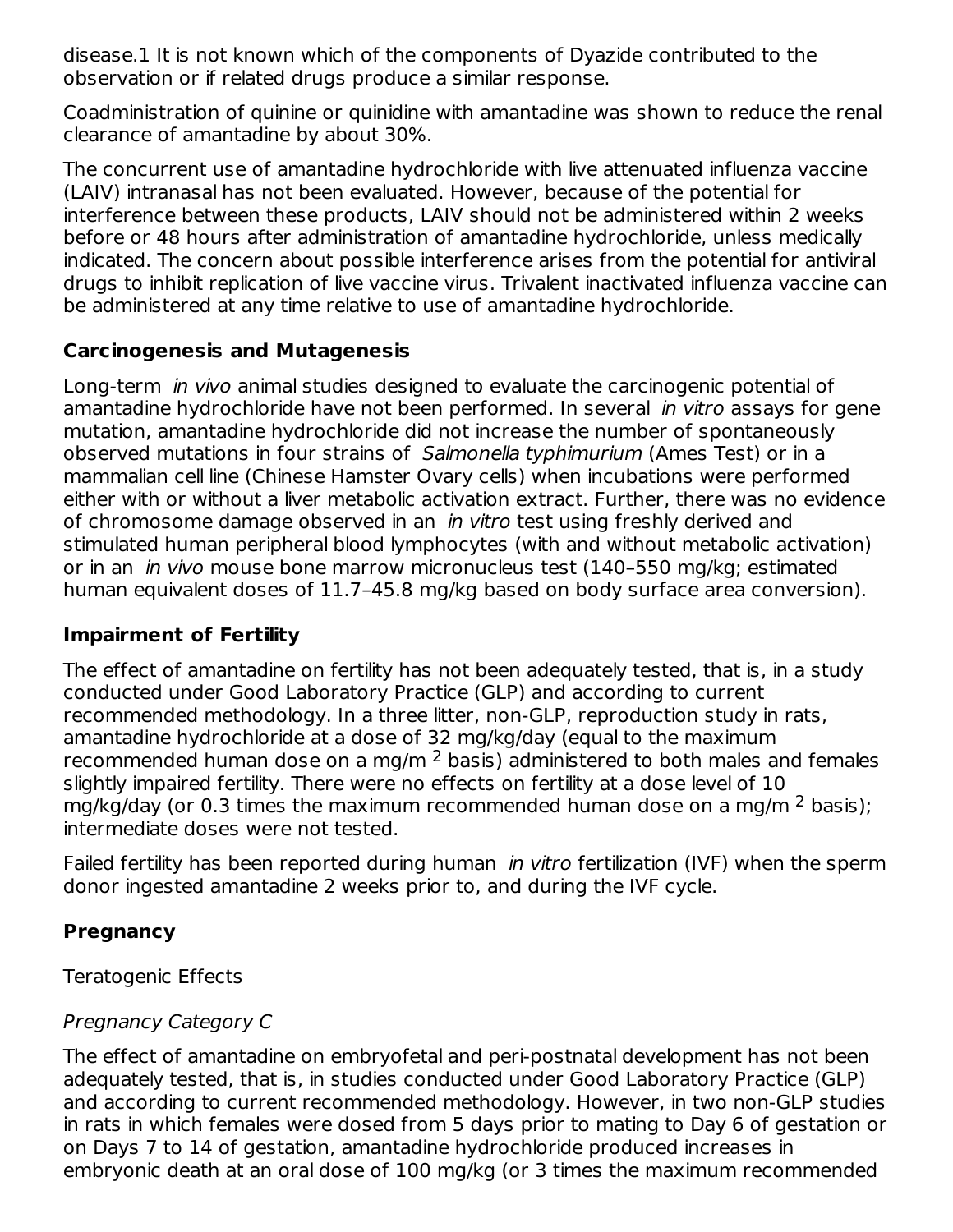disease.1 It is not known which of the components of Dyazide contributed to the observation or if related drugs produce a similar response.

Coadministration of quinine or quinidine with amantadine was shown to reduce the renal clearance of amantadine by about 30%.

The concurrent use of amantadine hydrochloride with live attenuated influenza vaccine (LAIV) intranasal has not been evaluated. However, because of the potential for interference between these products, LAIV should not be administered within 2 weeks before or 48 hours after administration of amantadine hydrochloride, unless medically indicated. The concern about possible interference arises from the potential for antiviral drugs to inhibit replication of live vaccine virus. Trivalent inactivated influenza vaccine can be administered at any time relative to use of amantadine hydrochloride.

## Carcinogenesis and Mutagenesis

Long-term *in vivo* animal studies designed to evaluate the carcinogenic potential of amantadine hydrochloride have not been performed. In several *in vitro* assays for gene mutation, amantadine hydrochloride did not increase the number of spontaneously observed mutations in four strains of *Salmonella typhimurium* (Ames Test) or in a mammalian cell line (Chinese Hamster Ovary cells) when incubations were performed either with or without a liver metabolic activation extract. Further, there was no evidence of chromosome damage observed in an *in vitro* test using freshly derived and stimulated human peripheral blood lymphocytes (with and without metabolic activation) or in an *in vivo* mouse bone marrow micronucleus test (140–550 mg/kg; estimated human equivalent doses of 11.7–45.8 mg/kg based on body surface area conversion).

## Impairment of Fertility

The effect of amantadine on fertility has not been adequately tested, that is, in a study conducted under Good Laboratory Practice (GLP) and according to current recommended methodology. In a three litter, non-GLP, reproduction study in rats, amantadine hydrochloride at a dose of 32 mg/kg/day (equal to the maximum recommended human dose on a mg/m $^2$ basis) administered to both males and females slightly impaired fertility. There were no effects on fertility at a dose level of 10 mg/kg/day (or 0.3 times the maximum recommended human dose on a mg/m $^2$ basis); intermediate doses were not tested.

Failed fertility has been reported during human *in vitro* fertilization (IVF) when the sperm donor ingested amantadine 2 weeks prior to, and during the IVF cycle.

## Pregnancy

Teratogenic Effects

*Pregnancy Category C*

The effect of amantadine on embryofetal and peri-postnatal development has not been adequately tested, that is, in studies conducted under Good Laboratory Practice (GLP) and according to current recommended methodology. However, in two non-GLP studies in rats in which females were dosed from 5 days prior to mating to Day 6 of gestation or on Days 7 to 14 of gestation, amantadine hydrochloride produced increases in embryonic death at an oral dose of 100 mg/kg (or 3 times the maximum recommended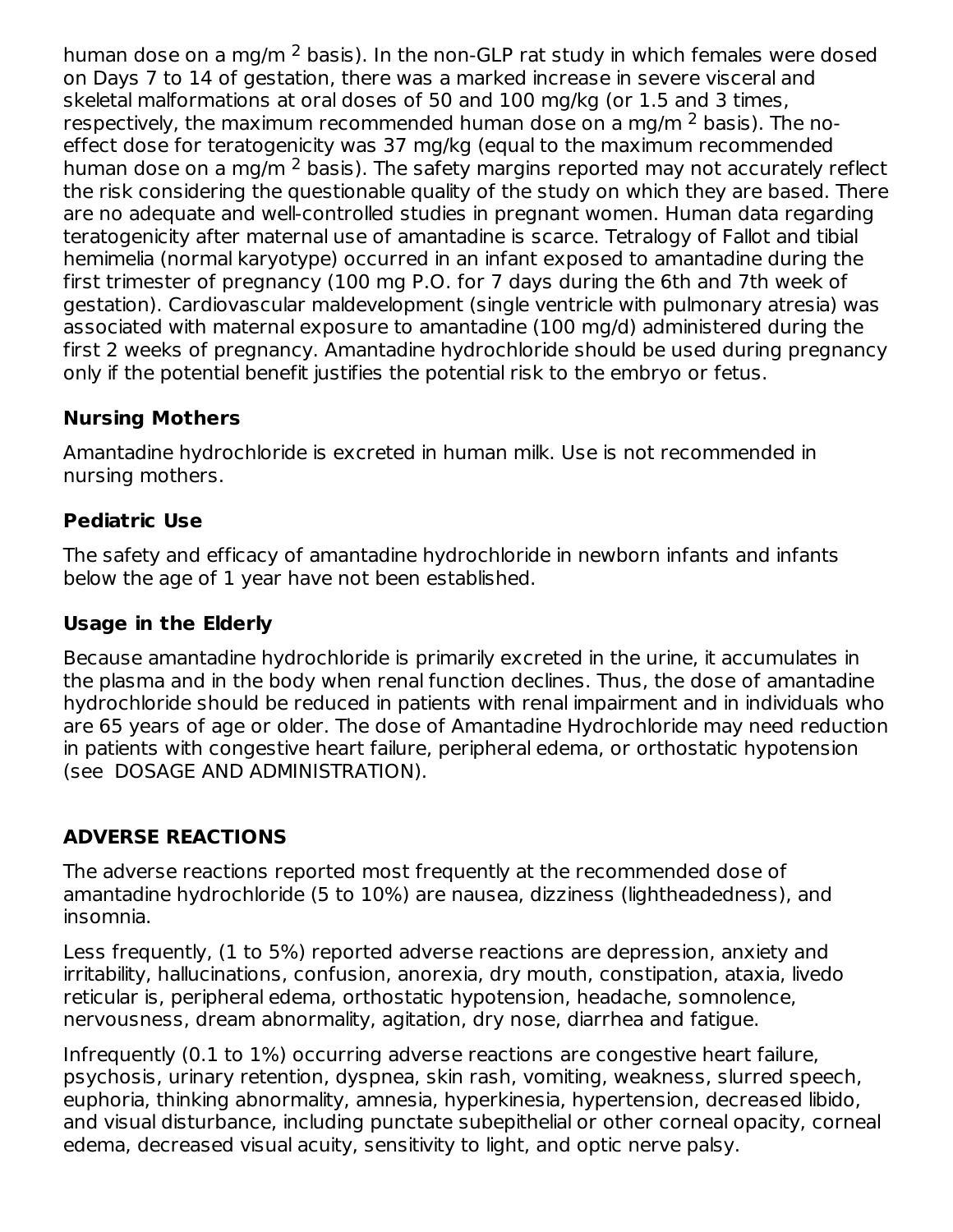human dose on a mg/m $^2$ basis). In the non-GLP rat study in which females were dosed on Days 7 to 14 of gestation, there was a marked increase in severe visceral and skeletal malformations at oral doses of 50 and 100 mg/kg (or 1.5 and 3 times, respectively, the maximum recommended human dose on a mg/m $^2$ basis). The no-effect dose for teratogenicity was 37 mg/kg (equal to the maximum recommended human dose on a mg/m $^2$ basis). The safety margins reported may not accurately reflect the risk considering the questionable quality of the study on which they are based. There are no adequate and well-controlled studies in pregnant women. Human data regarding teratogenicity after maternal use of amantadine is scarce. Tetralogy of Fallot and tibial hemimelia (normal karyotype) occurred in an infant exposed to amantadine during the first trimester of pregnancy (100 mg P.O. for 7 days during the 6th and 7th week of gestation). Cardiovascular maldevelopment (single ventricle with pulmonary atresia) was associated with maternal exposure to amantadine (100 mg/d) administered during the first 2 weeks of pregnancy. Amantadine hydrochloride should be used during pregnancy only if the potential benefit justifies the potential risk to the embryo or fetus.

### Nursing Mothers

Amantadine hydrochloride is excreted in human milk. Use is not recommended in nursing mothers.

### Pediatric Use

The safety and efficacy of amantadine hydrochloride in newborn infants and infants below the age of 1 year have not been established.

### Usage in the Elderly

Because amantadine hydrochloride is primarily excreted in the urine, it accumulates in the plasma and in the body when renal function declines. Thus, the dose of amantadine hydrochloride should be reduced in patients with renal impairment and in individuals who are 65 years of age or older. The dose of Amantadine Hydrochloride may need reduction in patients with congestive heart failure, peripheral edema, or orthostatic hypotension (see DOSAGE AND ADMINISTRATION).

## ADVERSE REACTIONS

The adverse reactions reported most frequently at the recommended dose of amantadine hydrochloride (5 to 10%) are nausea, dizziness (lightheadedness), and insomnia.

Less frequently, (1 to 5%) reported adverse reactions are depression, anxiety and irritability, hallucinations, confusion, anorexia, dry mouth, constipation, ataxia, livedo reticular is, peripheral edema, orthostatic hypotension, headache, somnolence, nervousness, dream abnormality, agitation, dry nose, diarrhea and fatigue.

Infrequently (0.1 to 1%) occurring adverse reactions are congestive heart failure, psychosis, urinary retention, dyspnea, skin rash, vomiting, weakness, slurred speech, euphoria, thinking abnormality, amnesia, hyperkinesia, hypertension, decreased libido, and visual disturbance, including punctate subepithelial or other corneal opacity, corneal edema, decreased visual acuity, sensitivity to light, and optic nerve palsy.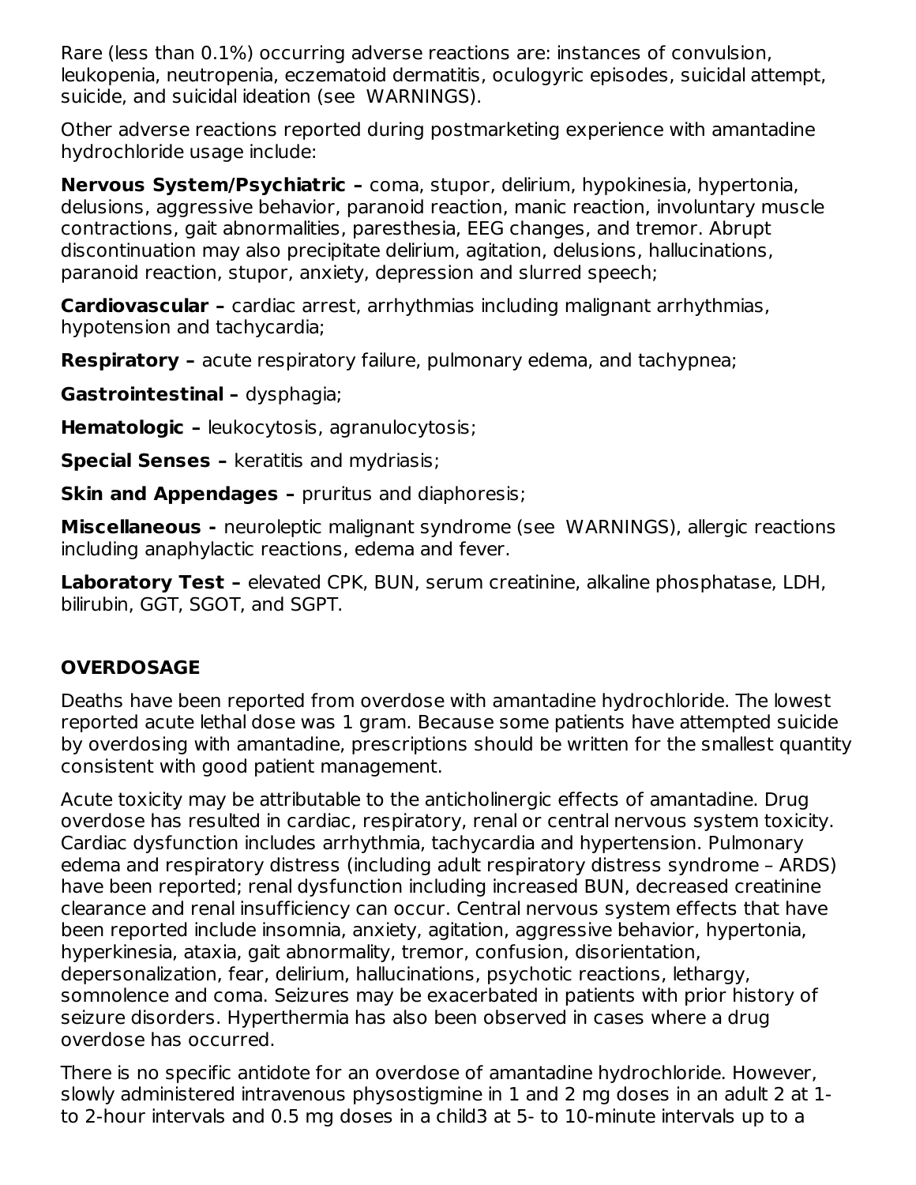Rare (less than 0.1%) occurring adverse reactions are: instances of convulsion, leukopenia, neutropenia, eczematoid dermatitis, oculogyric episodes, suicidal attempt, suicide, and suicidal ideation (see WARNINGS).

Other adverse reactions reported during postmarketing experience with amantadine hydrochloride usage include:

**Nervous System/Psychiatric –** coma, stupor, delirium, hypokinesia, hypertonia, delusions, aggressive behavior, paranoid reaction, manic reaction, involuntary muscle contractions, gait abnormalities, paresthesia, EEG changes, and tremor. Abrupt discontinuation may also precipitate delirium, agitation, delusions, hallucinations, paranoid reaction, stupor, anxiety, depression and slurred speech;

**Cardiovascular –** cardiac arrest, arrhythmias including malignant arrhythmias, hypotension and tachycardia;

**Respiratory –** acute respiratory failure, pulmonary edema, and tachypnea;

**Gastrointestinal –** dysphagia;

**Hematologic –** leukocytosis, agranulocytosis;

**Special Senses –** keratitis and mydriasis;

**Skin and Appendages –** pruritus and diaphoresis;

**Miscellaneous -** neuroleptic malignant syndrome (see WARNINGS), allergic reactions including anaphylactic reactions, edema and fever.

**Laboratory Test –** elevated CPK, BUN, serum creatinine, alkaline phosphatase, LDH, bilirubin, GGT, SGOT, and SGPT.

## OVERDOSAGE

Deaths have been reported from overdose with amantadine hydrochloride. The lowest reported acute lethal dose was 1 gram. Because some patients have attempted suicide by overdosing with amantadine, prescriptions should be written for the smallest quantity consistent with good patient management.

Acute toxicity may be attributable to the anticholinergic effects of amantadine. Drug overdose has resulted in cardiac, respiratory, renal or central nervous system toxicity. Cardiac dysfunction includes arrhythmia, tachycardia and hypertension. Pulmonary edema and respiratory distress (including adult respiratory distress syndrome – ARDS) have been reported; renal dysfunction including increased BUN, decreased creatinine clearance and renal insufficiency can occur. Central nervous system effects that have been reported include insomnia, anxiety, agitation, aggressive behavior, hypertonia, hyperkinesia, ataxia, gait abnormality, tremor, confusion, disorientation, depersonalization, fear, delirium, hallucinations, psychotic reactions, lethargy, somnolence and coma. Seizures may be exacerbated in patients with prior history of seizure disorders. Hyperthermia has also been observed in cases where a drug overdose has occurred.

There is no specific antidote for an overdose of amantadine hydrochloride. However, slowly administered intravenous physostigmine in 1 and 2 mg doses in an adult [2] at 1- to 2-hour intervals and 0.5 mg doses in a child[3] at 5- to 10-minute intervals up to a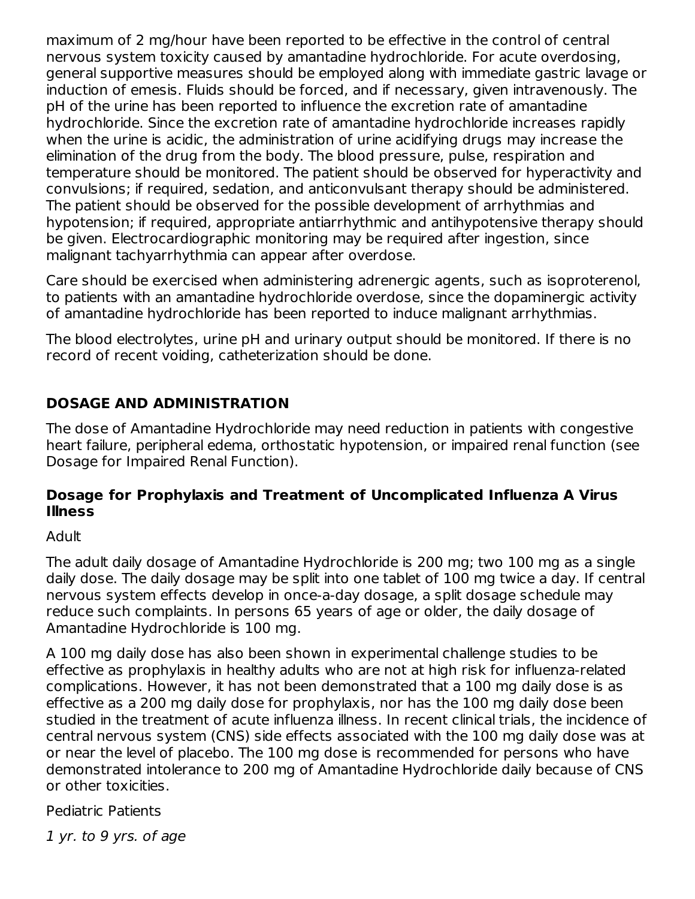maximum of 2 mg/hour have been reported to be effective in the control of central nervous system toxicity caused by amantadine hydrochloride. For acute overdosing, general supportive measures should be employed along with immediate gastric lavage or induction of emesis. Fluids should be forced, and if necessary, given intravenously. The pH of the urine has been reported to influence the excretion rate of amantadine hydrochloride. Since the excretion rate of amantadine hydrochloride increases rapidly when the urine is acidic, the administration of urine acidifying drugs may increase the elimination of the drug from the body. The blood pressure, pulse, respiration and temperature should be monitored. The patient should be observed for hyperactivity and convulsions; if required, sedation, and anticonvulsant therapy should be administered. The patient should be observed for the possible development of arrhythmias and hypotension; if required, appropriate antiarrhythmic and antihypotensive therapy should be given. Electrocardiographic monitoring may be required after ingestion, since malignant tachyarrhythmia can appear after overdose.

Care should be exercised when administering adrenergic agents, such as isoproterenol, to patients with an amantadine hydrochloride overdose, since the dopaminergic activity of amantadine hydrochloride has been reported to induce malignant arrhythmias.

The blood electrolytes, urine pH and urinary output should be monitored. If there is no record of recent voiding, catheterization should be done.

## DOSAGE AND ADMINISTRATION

The dose of Amantadine Hydrochloride may need reduction in patients with congestive heart failure, peripheral edema, orthostatic hypotension, or impaired renal function (see Dosage for Impaired Renal Function).

### Dosage for Prophylaxis and Treatment of Uncomplicated Influenza A Virus Illness

Adult

The adult daily dosage of Amantadine Hydrochloride is 200 mg; two 100 mg as a single daily dose. The daily dosage may be split into one tablet of 100 mg twice a day. If central nervous system effects develop in once-a-day dosage, a split dosage schedule may reduce such complaints. In persons 65 years of age or older, the daily dosage of Amantadine Hydrochloride is 100 mg.

A 100 mg daily dose has also been shown in experimental challenge studies to be effective as prophylaxis in healthy adults who are not at high risk for influenza-related complications. However, it has not been demonstrated that a 100 mg daily dose is as effective as a 200 mg daily dose for prophylaxis, nor has the 100 mg daily dose been studied in the treatment of acute influenza illness. In recent clinical trials, the incidence of central nervous system (CNS) side effects associated with the 100 mg daily dose was at or near the level of placebo. The 100 mg dose is recommended for persons who have demonstrated intolerance to 200 mg of Amantadine Hydrochloride daily because of CNS or other toxicities.

Pediatric Patients

*1 yr. to 9 yrs. of age*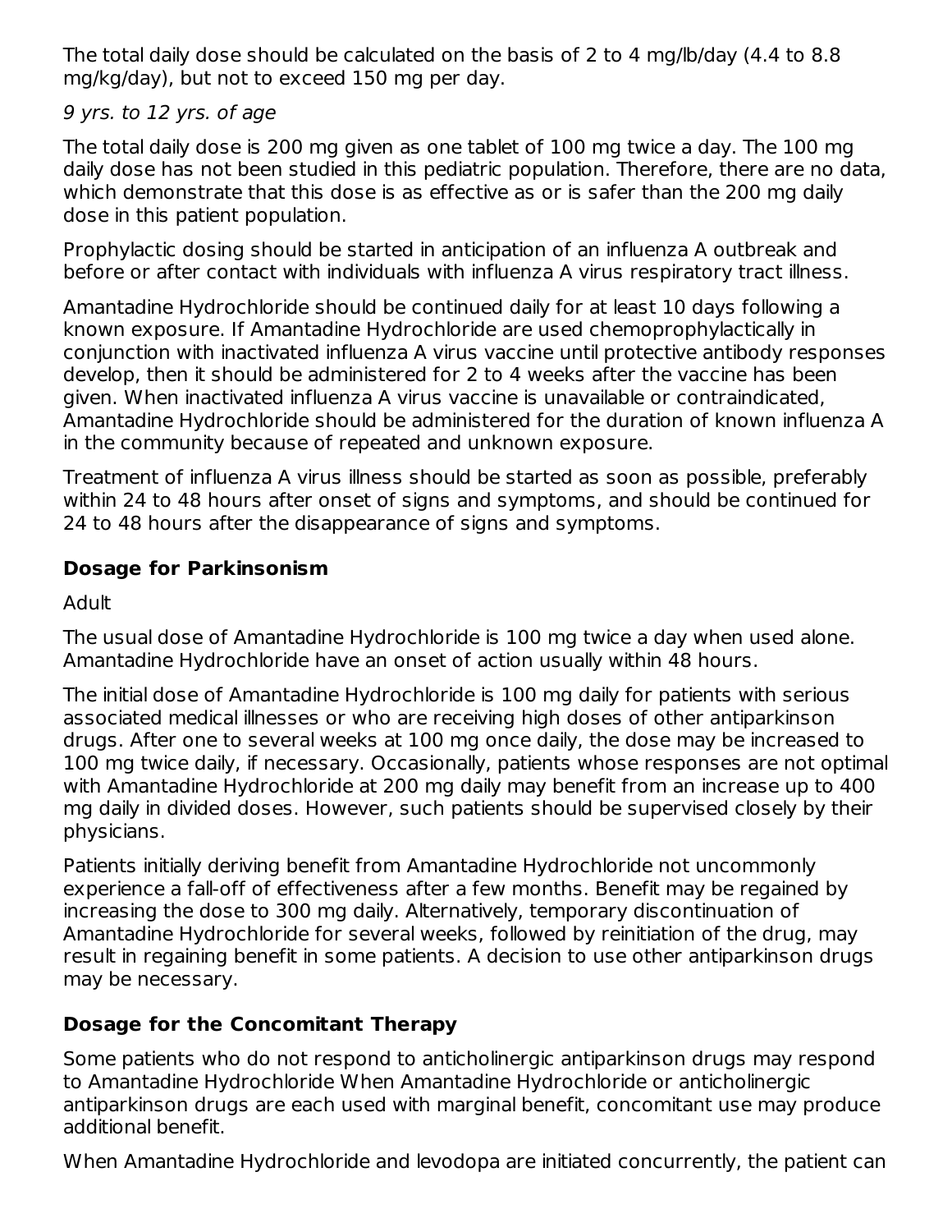The total daily dose should be calculated on the basis of 2 to 4 mg/lb/day (4.4 to 8.8 mg/kg/day), but not to exceed 150 mg per day.

*9 yrs. to 12 yrs. of age*

The total daily dose is 200 mg given as one tablet of 100 mg twice a day. The 100 mg daily dose has not been studied in this pediatric population. Therefore, there are no data, which demonstrate that this dose is as effective as or is safer than the 200 mg daily dose in this patient population.

Prophylactic dosing should be started in anticipation of an influenza A outbreak and before or after contact with individuals with influenza A virus respiratory tract illness.

Amantadine Hydrochloride should be continued daily for at least 10 days following a known exposure. If Amantadine Hydrochloride are used chemoprophylactically in conjunction with inactivated influenza A virus vaccine until protective antibody responses develop, then it should be administered for 2 to 4 weeks after the vaccine has been given. When inactivated influenza A virus vaccine is unavailable or contraindicated, Amantadine Hydrochloride should be administered for the duration of known influenza A in the community because of repeated and unknown exposure.

Treatment of influenza A virus illness should be started as soon as possible, preferably within 24 to 48 hours after onset of signs and symptoms, and should be continued for 24 to 48 hours after the disappearance of signs and symptoms.

**Dosage for Parkinsonism**

Adult

The usual dose of Amantadine Hydrochloride is 100 mg twice a day when used alone. Amantadine Hydrochloride have an onset of action usually within 48 hours.

The initial dose of Amantadine Hydrochloride is 100 mg daily for patients with serious associated medical illnesses or who are receiving high doses of other antiparkinson drugs. After one to several weeks at 100 mg once daily, the dose may be increased to 100 mg twice daily, if necessary. Occasionally, patients whose responses are not optimal with Amantadine Hydrochloride at 200 mg daily may benefit from an increase up to 400 mg daily in divided doses. However, such patients should be supervised closely by their physicians.

Patients initially deriving benefit from Amantadine Hydrochloride not uncommonly experience a fall-off of effectiveness after a few months. Benefit may be regained by increasing the dose to 300 mg daily. Alternatively, temporary discontinuation of Amantadine Hydrochloride for several weeks, followed by reinitiation of the drug, may result in regaining benefit in some patients. A decision to use other antiparkinson drugs may be necessary.

**Dosage for the Concomitant Therapy**

Some patients who do not respond to anticholinergic antiparkinson drugs may respond to Amantadine Hydrochloride When Amantadine Hydrochloride or anticholinergic antiparkinson drugs are each used with marginal benefit, concomitant use may produce additional benefit.

When Amantadine Hydrochloride and levodopa are initiated concurrently, the patient can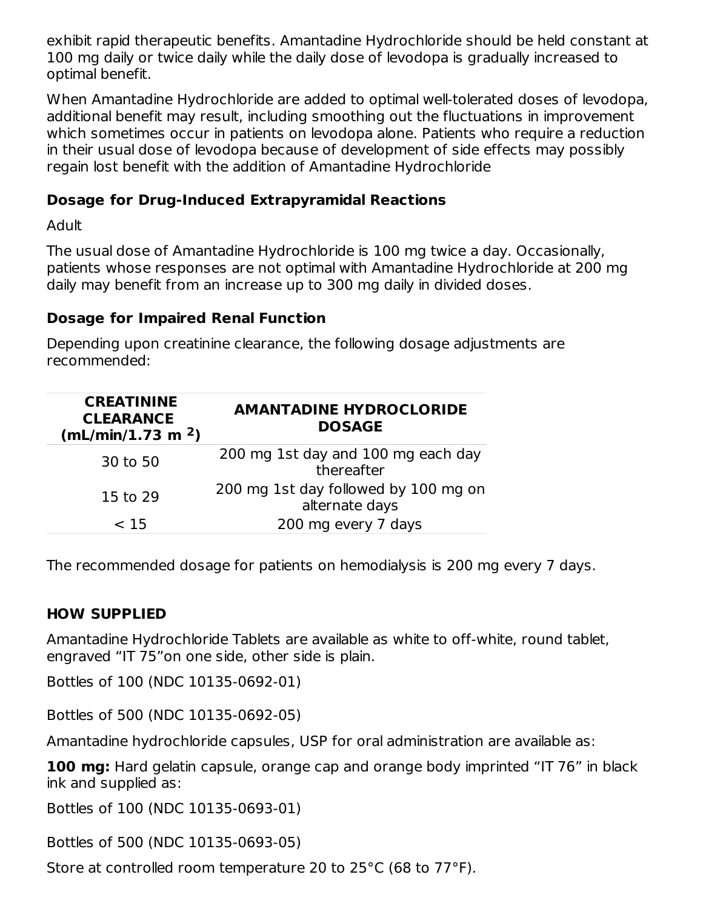exhibit rapid therapeutic benefits. Amantadine Hydrochloride should be held constant at 100 mg daily or twice daily while the daily dose of levodopa is gradually increased to optimal benefit.

When Amantadine Hydrochloride are added to optimal well-tolerated doses of levodopa, additional benefit may result, including smoothing out the fluctuations in improvement which sometimes occur in patients on levodopa alone. Patients who require a reduction in their usual dose of levodopa because of development of side effects may possibly regain lost benefit with the addition of Amantadine Hydrochloride

### Dosage for Drug-Induced Extrapyramidal Reactions

Adult

The usual dose of Amantadine Hydrochloride is 100 mg twice a day. Occasionally, patients whose responses are not optimal with Amantadine Hydrochloride at 200 mg daily may benefit from an increase up to 300 mg daily in divided doses.

### Dosage for Impaired Renal Function

Depending upon creatinine clearance, the following dosage adjustments are recommended:

| CREATININE CLEARANCE (mL/min/1.73 $m^2$) | AMANTADINE HYDROCLORIDE DOSAGE |
|---|---|
| 30 to 50 | 200 mg 1st day and 100 mg each day thereafter |
| 15 to 29 | 200 mg 1st day followed by 100 mg on alternate days |
| < 15 | 200 mg every 7 days |

The recommended dosage for patients on hemodialysis is 200 mg every 7 days.

## HOW SUPPLIED

Amantadine Hydrochloride Tablets are available as white to off-white, round tablet, engraved “IT 75”on one side, other side is plain.

Bottles of 100 (NDC 10135-0692-01)

Bottles of 500 (NDC 10135-0692-05)

Amantadine hydrochloride capsules, USP for oral administration are available as:

**100 mg:** Hard gelatin capsule, orange cap and orange body imprinted “IT 76” in black ink and supplied as:

Bottles of 100 (NDC 10135-0693-01)

Bottles of 500 (NDC 10135-0693-05)

Store at controlled room temperature 20 to 25°C (68 to 77°F).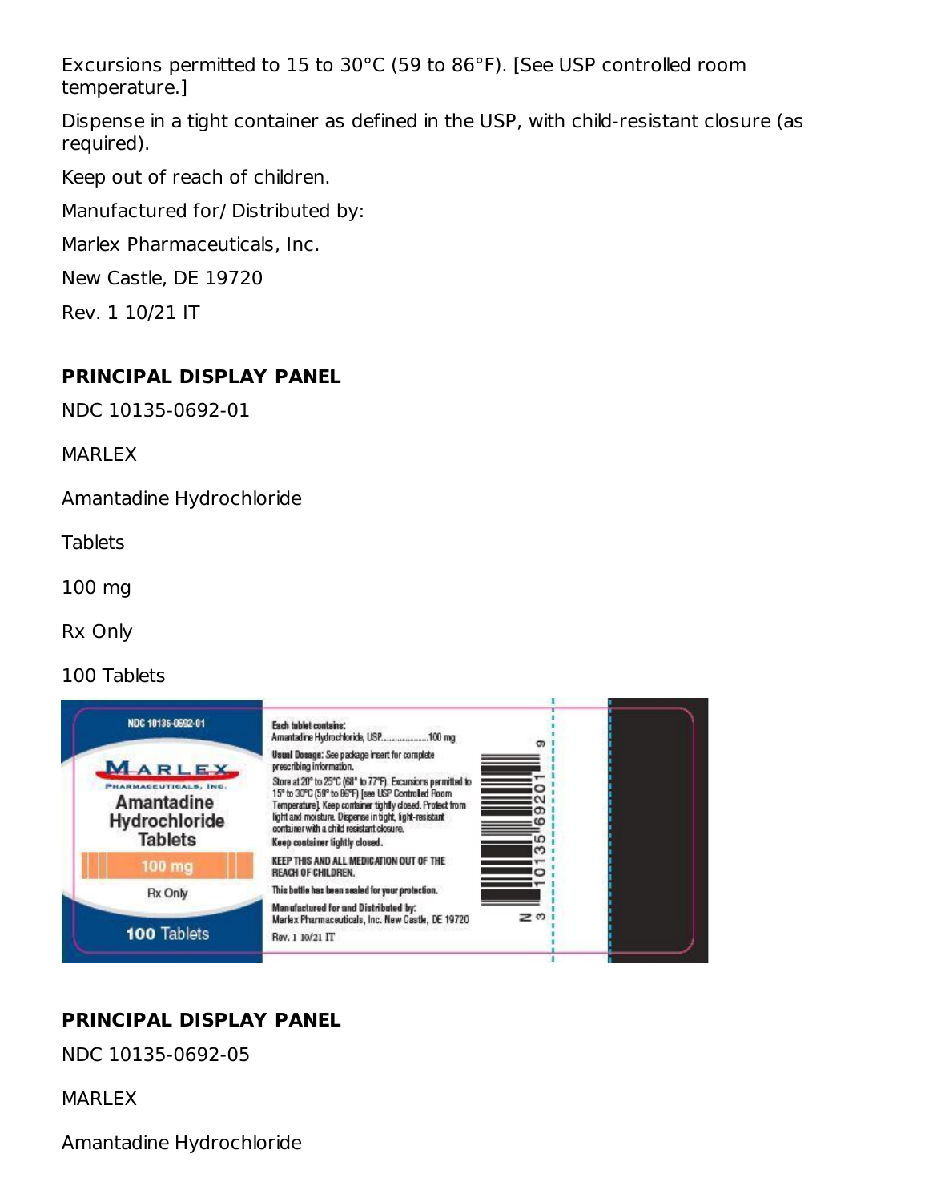Excursions permitted to 15 to 30°C (59 to 86°F). [See USP controlled room temperature.]

Dispense in a tight container as defined in the USP, with child-resistant closure (as required).

Keep out of reach of children.

Manufactured for/ Distributed by:

Marlex Pharmaceuticals, Inc.

New Castle, DE 19720

Rev. 1 10/21 IT

**PRINCIPAL DISPLAY PANEL**

NDC 10135-0692-01

MARLEX

Amantadine Hydrochloride

Tablets

100 mg

Rx Only

100 Tablets

NDC 10135-0692-01

MARLEX PHARMACEUTICALS, INC.

Amantadine Hydrochloride Tablets

100 mg

Rx Only

100 Tablets

Each tablet contains:
Amantadine Hydrochloride, USP....................100 mg

Usual Dosage: See package insert for complete prescribing information.

Store at 20° to 25°C (68° to 77°F). Excursions permitted to 15° to 30°C (59° to 86°F) [see USP Controlled Room Temperature]. Keep container tightly closed. Protect from light and moisture. Dispense in tight, light-resistant container with a child resistant closure.

Keep container tightly closed.

KEEP THIS AND ALL MEDICATION OUT OF THE REACH OF CHILDREN.

This bottle has been sealed for your protection.

Manufactured for and Distributed by:
Marlex Pharmaceuticals, Inc. New Castle, DE 19720

Rev. 1 10/21 IT

N 3 10135 69201 9

**PRINCIPAL DISPLAY PANEL**

NDC 10135-0692-05

MARLEX

Amantadine Hydrochloride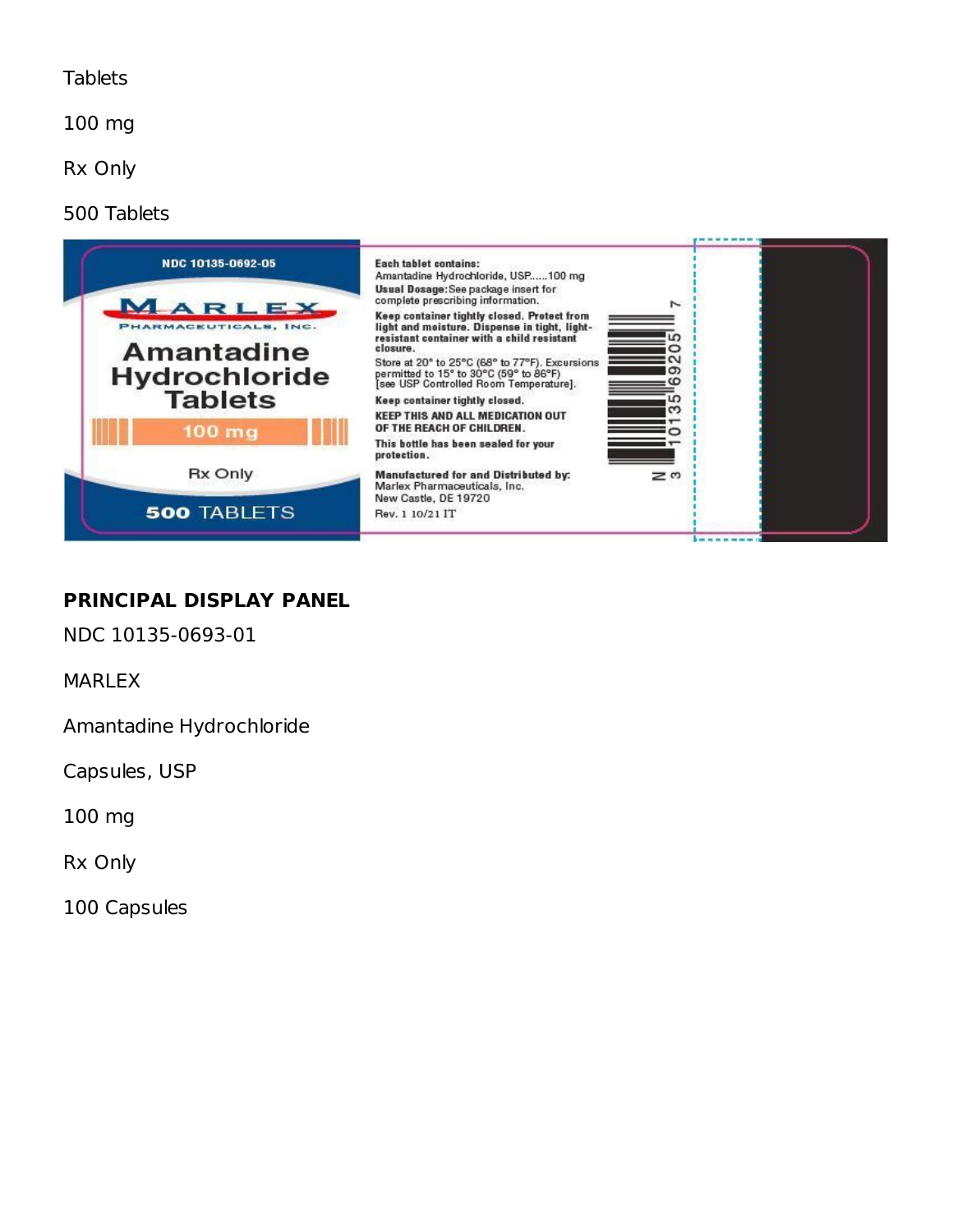Tablets

100 mg

Rx Only

500 Tablets

NDC 10135-0692-05

MARLEX PHARMACEUTICALS, INC.

Amantadine Hydrochloride Tablets

100 mg

Rx Only

500 TABLETS

Each tablet contains:
Amantadine Hydrochloride, USP......100 mg

Usual Dosage: See package insert for complete prescribing information.

Keep container tightly closed. Protect from light and moisture. Dispense in tight, light-resistant container with a child resistant closure.

Store at 20° to 25°C (68° to 77°F). Excursions permitted to 15° to 30°C (59° to 86°F) [see USP Controlled Room Temperature].

Keep container tightly closed.

KEEP THIS AND ALL MEDICATION OUT OF THE REACH OF CHILDREN.

This bottle has been sealed for your protection.

Manufactured for and Distributed by:
Marlex Pharmaceuticals, Inc.
New Castle, DE 19720

Rev. 1 10/21 IT

N 3 10135 69205 7

**PRINCIPAL DISPLAY PANEL**

NDC 10135-0693-01

MARLEX

Amantadine Hydrochloride

Capsules, USP

100 mg

Rx Only

100 Capsules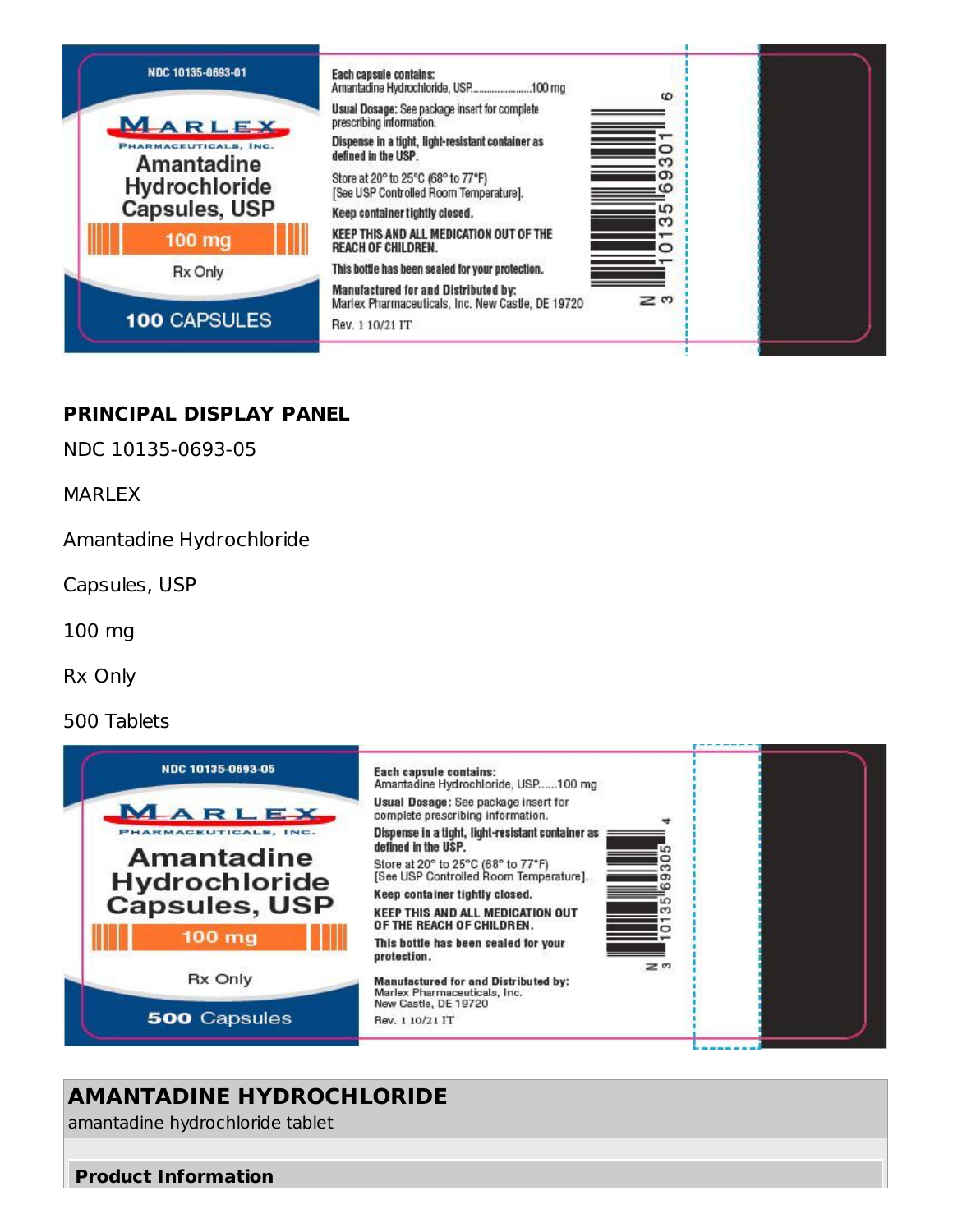NDC 10135-0693-01

MARLEX PHARMACEUTICALS, INC.

Amantadine Hydrochloride Capsules, USP

100 mg

Rx Only

100 CAPSULES

Each capsule contains:
Amantadine Hydrochloride, USP......................100 mg

**Usual Dosage:** See package insert for complete prescribing information.

**Dispense in a tight, light-resistant container as defined in the USP.**

Store at 20° to 25°C (68° to 77°F)
[See USP Controlled Room Temperature].

**Keep container tightly closed.**

**KEEP THIS AND ALL MEDICATION OUT OF THE REACH OF CHILDREN.**

**This bottle has been sealed for your protection.**

**Manufactured for and Distributed by:**
Marlex Pharmaceuticals, Inc. New Castle, DE 19720

Rev. 1 10/21 IT

N 3 10135 69301 6

**PRINCIPAL DISPLAY PANEL**

NDC 10135-0693-05

MARLEX

Amantadine Hydrochloride

Capsules, USP

100 mg

Rx Only

500 Tablets

NDC 10135-0693-05

MARLEX PHARMACEUTICALS, INC.

Amantadine Hydrochloride Capsules, USP

100 mg

Rx Only

500 Capsules

**Each capsule contains:**
Amantadine Hydrochloride, USP......100 mg

**Usual Dosage:** See package insert for complete prescribing information.

**Dispense in a tight, light-resistant container as defined in the USP.**

Store at 20° to 25°C (68° to 77°F)
[See USP Controlled Room Temperature].

**Keep container tightly closed.**

**KEEP THIS AND ALL MEDICATION OUT OF THE REACH OF CHILDREN.**

**This bottle has been sealed for your protection.**

**Manufactured for and Distributed by:**
Marlex Pharmaceuticals, Inc.
New Castle, DE 19720

Rev. 1 10/21 IT

N 3 10135 69305 4

## AMANTADINE HYDROCHLORIDE

amantadine hydrochloride tablet

**Product Information**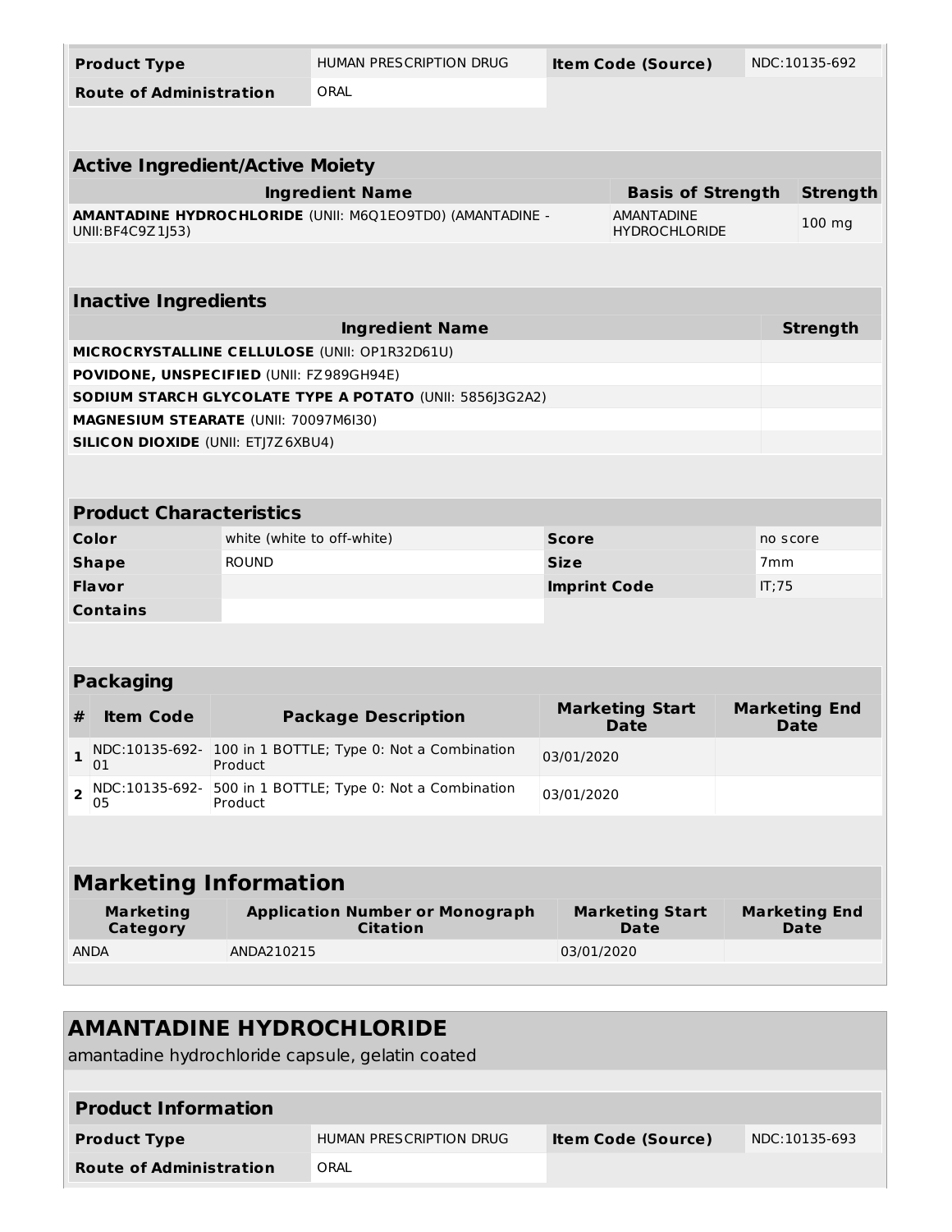| Product Type | HUMAN PRESCRIPTION DRUG | Item Code (Source) | NDC:10135-692 |
| --- | --- | --- | --- |
| Route of Administration | ORAL | | |

| Active Ingredient/Active Moiety | | |
| --- | --- | --- |
| Ingredient Name | Basis of Strength | Strength |
| **AMANTADINE HYDROCHLORIDE** (UNII: M6Q1EO9TD0) (AMANTADINE - UNII:BF4C9Z1J53) | AMANTADINE HYDROCHLORIDE | 100 mg |

| Inactive Ingredients | |
| --- | --- |
| Ingredient Name | Strength |
| **MICROCRYSTALLINE CELLULOSE** (UNII: OP1R32D61U) | |
| **POVIDONE, UNSPECIFIED** (UNII: FZ989GH94E) | |
| **SODIUM STARCH GLYCOLATE TYPE A POTATO** (UNII: 5856J3G2A2) | |
| **MAGNESIUM STEARATE** (UNII: 70097M6I30) | |
| **SILICON DIOXIDE** (UNII: ETJ7Z6XBU4) | |

| Product Characteristics | | | |
| --- | --- | --- | --- |
| Color | white (white to off-white) | Score | no score |
| Shape | ROUND | Size | 7mm |
| Flavor | | Imprint Code | IT;75 |
| Contains | | | |

| Packaging | | | | |
| --- | --- | --- | --- | --- |
| # | Item Code | Package Description | Marketing Start Date | Marketing End Date |
| 1 | NDC:10135-692-01 | 100 in 1 BOTTLE; Type 0: Not a Combination Product | 03/01/2020 | |
| 2 | NDC:10135-692-05 | 500 in 1 BOTTLE; Type 0: Not a Combination Product | 03/01/2020 | |

| Marketing Information | | | |
| --- | --- | --- | --- |
| Marketing Category | Application Number or Monograph Citation | Marketing Start Date | Marketing End Date |
| ANDA | ANDA210215 | 03/01/2020 | |

## AMANTADINE HYDROCHLORIDE

amantadine hydrochloride capsule, gelatin coated

| Product Information | | | |
| --- | --- | --- | --- |
| Product Type | HUMAN PRESCRIPTION DRUG | Item Code (Source) | NDC:10135-693 |
| Route of Administration | ORAL | | |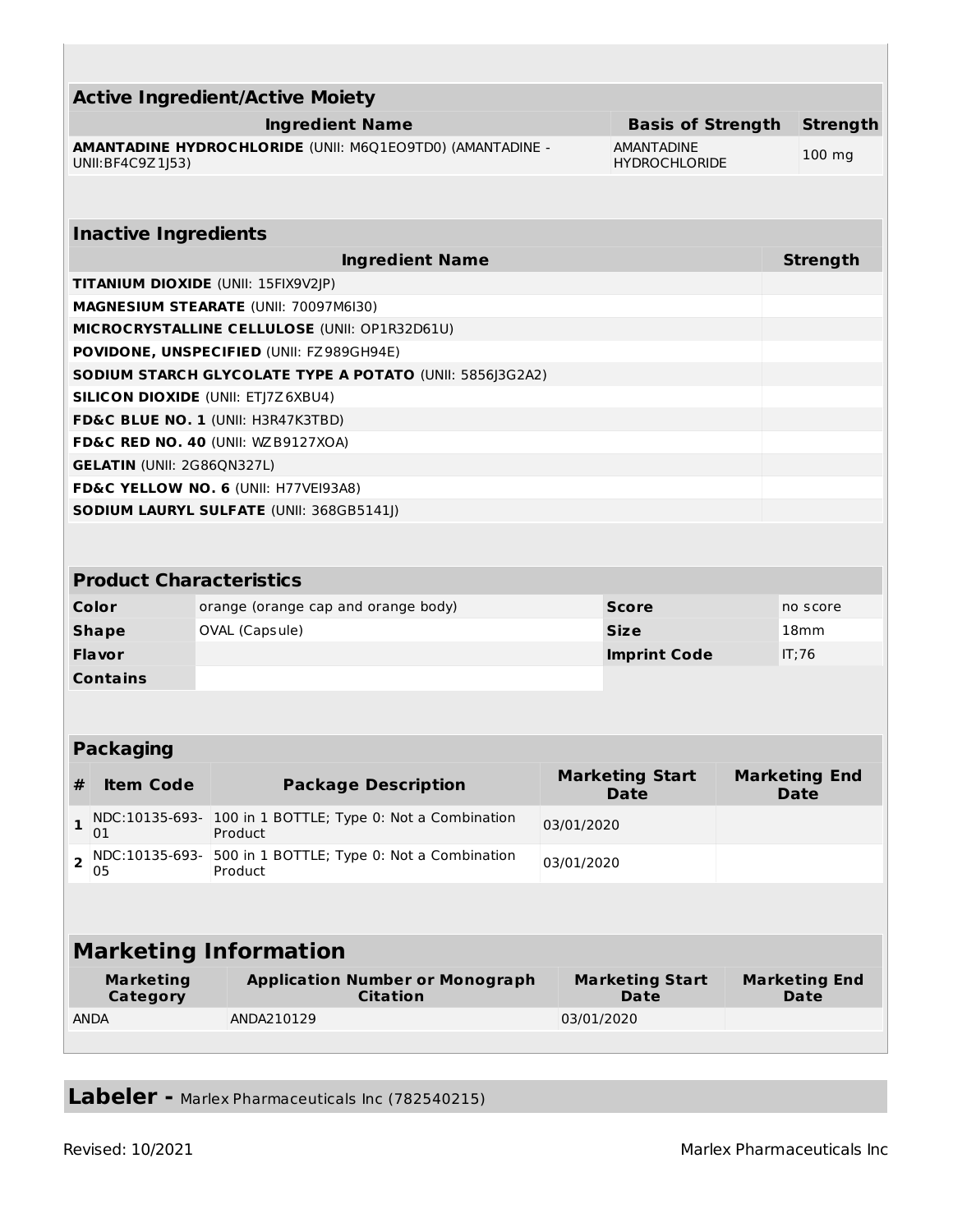| Active Ingredient/Active Moiety | | |
|---|---|---|
| **Ingredient Name** | **Basis of Strength** | **Strength** |
| **AMANTADINE HYDROCHLORIDE** (UNII: M6Q1EO9TD0) (AMANTADINE - UNII:BF4C9Z1J53) | AMANTADINE HYDROCHLORIDE | 100 mg |

| Inactive Ingredients | |
|---|---|
| **Ingredient Name** | **Strength** |
| **TITANIUM DIOXIDE** (UNII: 15FIX9V2JP) | |
| **MAGNESIUM STEARATE** (UNII: 70097M6I30) | |
| **MICROCRYSTALLINE CELLULOSE** (UNII: OP1R32D61U) | |
| **POVIDONE, UNSPECIFIED** (UNII: FZ989GH94E) | |
| **SODIUM STARCH GLYCOLATE TYPE A POTATO** (UNII: 5856J3G2A2) | |
| **SILICON DIOXIDE** (UNII: ETJ7Z6XBU4) | |
| **FD&C BLUE NO. 1** (UNII: H3R47K3TBD) | |
| **FD&C RED NO. 40** (UNII: WZB9127XOA) | |
| **GELATIN** (UNII: 2G86QN327L) | |
| **FD&C YELLOW NO. 6** (UNII: H77VEI93A8) | |
| **SODIUM LAURYL SULFATE** (UNII: 368GB5141J) | |

| Product Characteristics | | | |
|---|---|---|---|
| **Color** | orange (orange cap and orange body) | **Score** | no score |
| **Shape** | OVAL (Capsule) | **Size** | 18mm |
| **Flavor** | | **Imprint Code** | IT;76 |
| **Contains** | | | |

| Packaging | | | | |
|---|---|---|---|---|
| **#** | **Item Code** | **Package Description** | **Marketing Start Date** | **Marketing End Date** |
| **1** | NDC:10135-693-01 | 100 in 1 BOTTLE; Type 0: Not a Combination Product | 03/01/2020 | |
| **2** | NDC:10135-693-05 | 500 in 1 BOTTLE; Type 0: Not a Combination Product | 03/01/2020 | |

| Marketing Information | | | |
|---|---|---|---|
| **Marketing Category** | **Application Number or Monograph Citation** | **Marketing Start Date** | **Marketing End Date** |
| ANDA | ANDA210129 | 03/01/2020 | |

## Labeler - Marlex Pharmaceuticals Inc (782540215)

Revised: 10/2021

Marlex Pharmaceuticals Inc